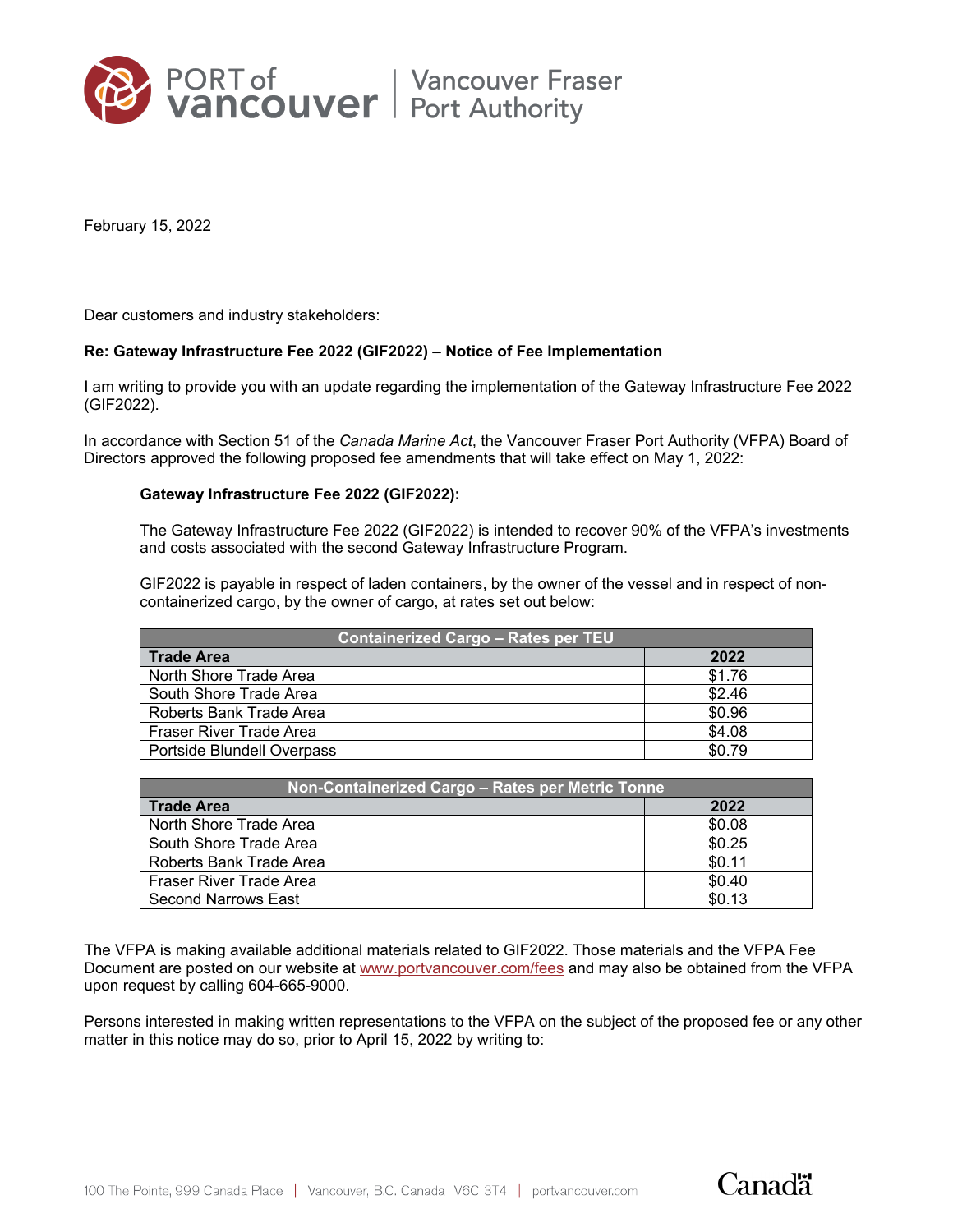PORT of vancouver | Vancouver Fraser Port Authority

February 15, 2022

Dear customers and industry stakeholders:

**Re: Gateway Infrastructure Fee 2022 (GIF2022) – Notice of Fee Implementation**

I am writing to provide you with an update regarding the implementation of the Gateway Infrastructure Fee 2022 (GIF2022).

In accordance with Section 51 of the *Canada Marine Act*, the Vancouver Fraser Port Authority (VFPA) Board of Directors approved the following proposed fee amendments that will take effect on May 1, 2022:

**Gateway Infrastructure Fee 2022 (GIF2022):**

The Gateway Infrastructure Fee 2022 (GIF2022) is intended to recover 90% of the VFPA's investments and costs associated with the second Gateway Infrastructure Program.

GIF2022 is payable in respect of laden containers, by the owner of the vessel and in respect of non-containerized cargo, by the owner of cargo, at rates set out below:

| Containerized Cargo – Rates per TEU | |
|---|---|
| **Trade Area** | **2022** |
| North Shore Trade Area | $1.76 |
| South Shore Trade Area | $2.46 |
| Roberts Bank Trade Area | $0.96 |
| Fraser River Trade Area | $4.08 |
| Portside Blundell Overpass | $0.79 |

| Non-Containerized Cargo – Rates per Metric Tonne | |
|---|---|
| **Trade Area** | **2022** |
| North Shore Trade Area | $0.08 |
| South Shore Trade Area | $0.25 |
| Roberts Bank Trade Area | $0.11 |
| Fraser River Trade Area | $0.40 |
| Second Narrows East | $0.13 |

The VFPA is making available additional materials related to GIF2022. Those materials and the VFPA Fee Document are posted on our website at www.portvancouver.com/fees and may also be obtained from the VFPA upon request by calling 604-665-9000.

Persons interested in making written representations to the VFPA on the subject of the proposed fee or any other matter in this notice may do so, prior to April 15, 2022 by writing to: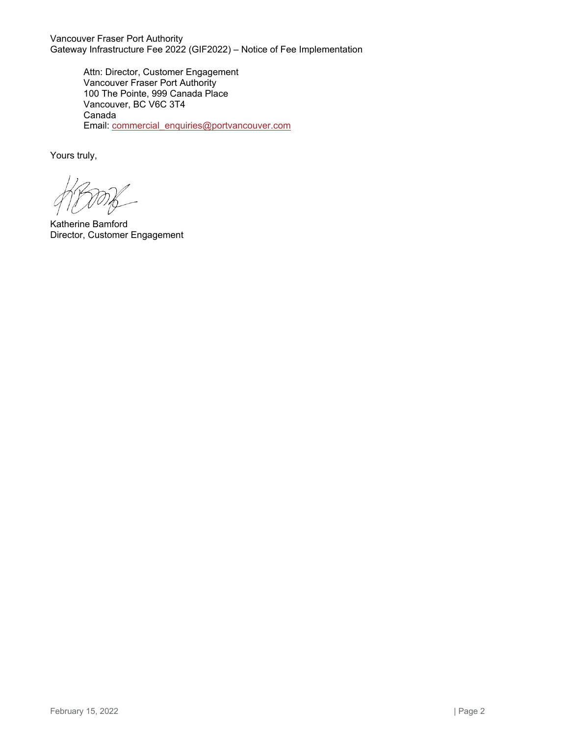Attn: Director, Customer Engagement
Vancouver Fraser Port Authority
100 The Pointe, 999 Canada Place
Vancouver, BC V6C 3T4
Canada
Email: commercial_enquiries@portvancouver.com

Yours truly,

Katherine Bamford
Director, Customer Engagement